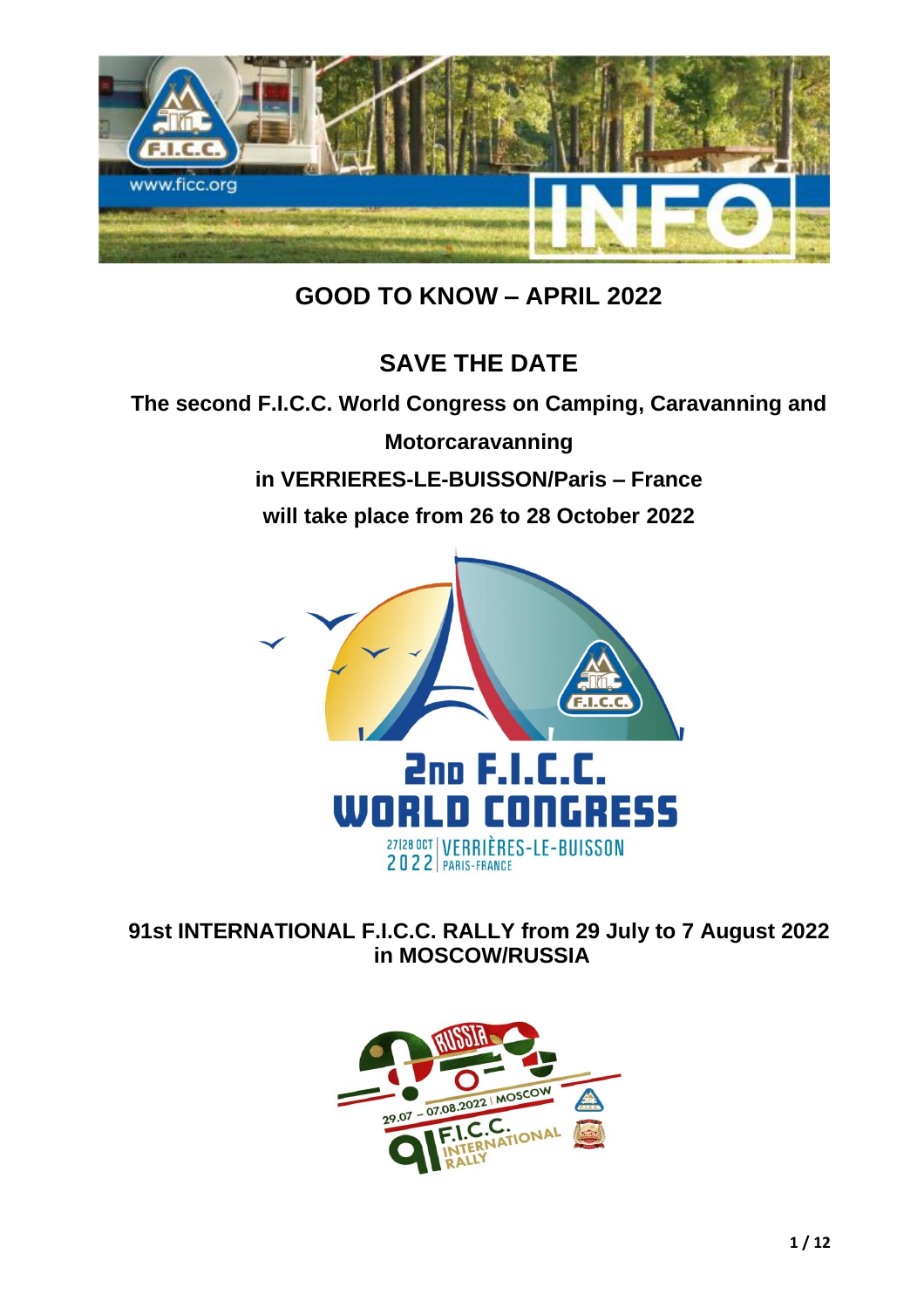# GOOD TO KNOW – APRIL 2022

## SAVE THE DATE

**The second F.I.C.C. World Congress on Camping, Caravanning and Motorcaravanning**

**in VERRIERES-LE-BUISSON/Paris – France**

**will take place from 26 to 28 October 2022**

**91st INTERNATIONAL F.I.C.C. RALLY from 29 July to 7 August 2022 in MOSCOW/RUSSIA**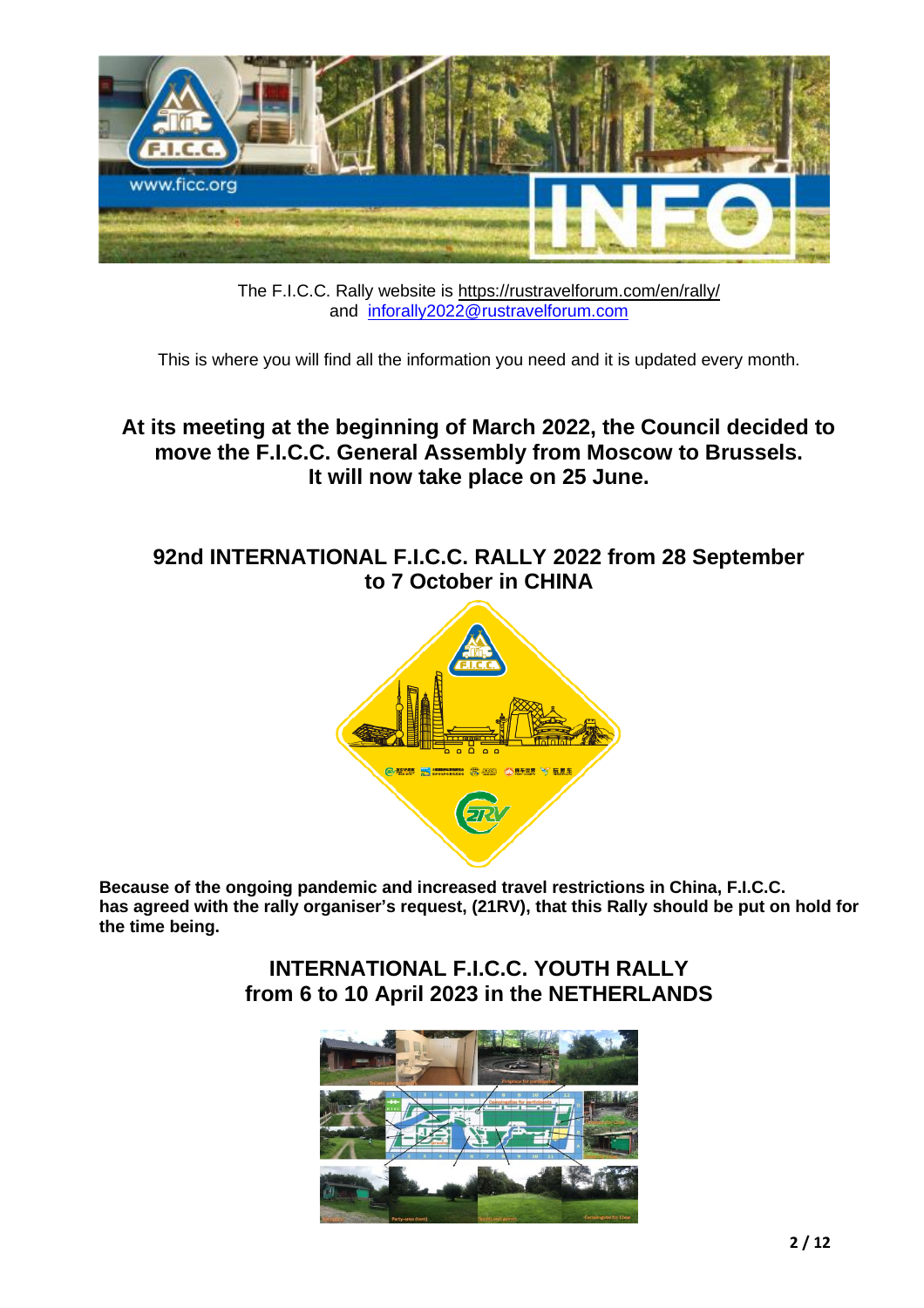The F.I.C.C. Rally website is https://rustravelforum.com/en/rally/
and inforally2022@rustravelforum.com

This is where you will find all the information you need and it is updated every month.

## At its meeting at the beginning of March 2022, the Council decided to move the F.I.C.C. General Assembly from Moscow to Brussels. It will now take place on 25 June.

## 92nd INTERNATIONAL F.I.C.C. RALLY 2022 from 28 September to 7 October in CHINA

**Because of the ongoing pandemic and increased travel restrictions in China, F.I.C.C. has agreed with the rally organiser's request, (21RV), that this Rally should be put on hold for the time being.**

## INTERNATIONAL F.I.C.C. YOUTH RALLY from 6 to 10 April 2023 in the NETHERLANDS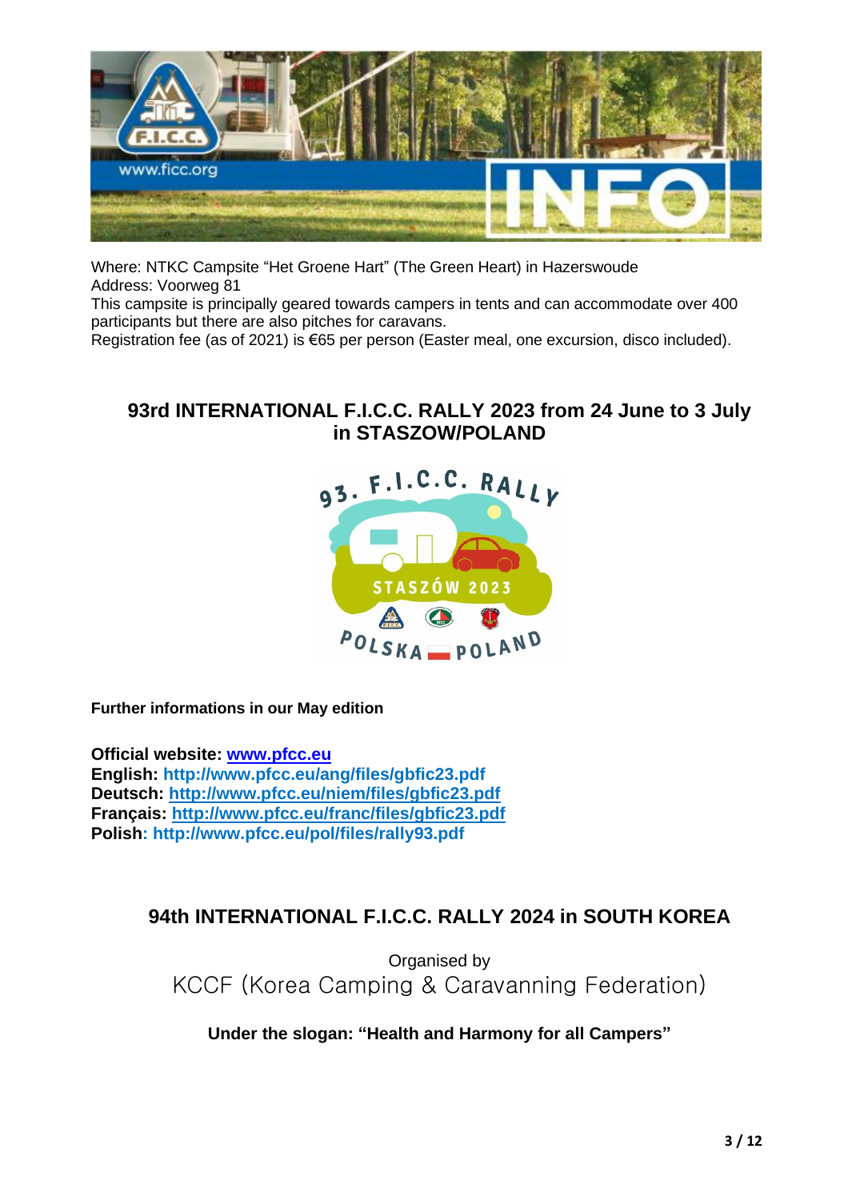Where: NTKC Campsite "Het Groene Hart" (The Green Heart) in Hazerswoude
Address: Voorweg 81
This campsite is principally geared towards campers in tents and can accommodate over 400 participants but there are also pitches for caravans.
Registration fee (as of 2021) is €65 per person (Easter meal, one excursion, disco included).

## 93rd INTERNATIONAL F.I.C.C. RALLY 2023 from 24 June to 3 July in STASZOW/POLAND

**Further informations in our May edition**

**Official website: www.pfcc.eu**
**English: http://www.pfcc.eu/ang/files/gbfic23.pdf**
**Deutsch: http://www.pfcc.eu/niem/files/gbfic23.pdf**
**Français: http://www.pfcc.eu/franc/files/gbfic23.pdf**
**Polish: http://www.pfcc.eu/pol/files/rally93.pdf**

## 94th INTERNATIONAL F.I.C.C. RALLY 2024 in SOUTH KOREA

Organised by
KCCF (Korea Camping & Caravanning Federation)

**Under the slogan: "Health and Harmony for all Campers"**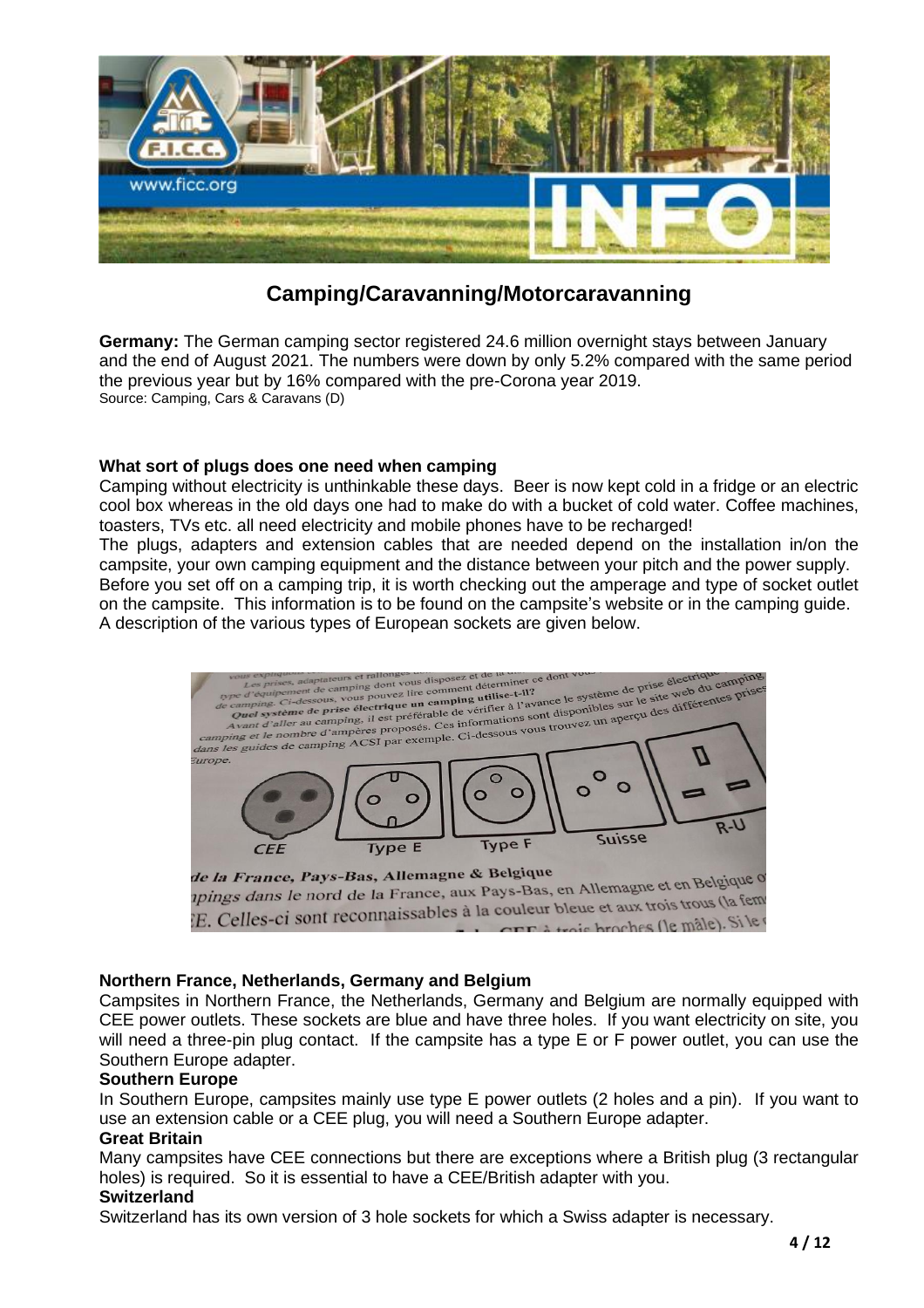# Camping/Caravanning/Motorcaravanning

**Germany:** The German camping sector registered 24.6 million overnight stays between January and the end of August 2021. The numbers were down by only 5.2% compared with the same period the previous year but by 16% compared with the pre-Corona year 2019.
Source: Camping, Cars & Caravans (D)

### What sort of plugs does one need when camping

Camping without electricity is unthinkable these days. Beer is now kept cold in a fridge or an electric cool box whereas in the old days one had to make do with a bucket of cold water. Coffee machines, toasters, TVs etc. all need electricity and mobile phones have to be recharged!

The plugs, adapters and extension cables that are needed depend on the installation in/on the campsite, your own camping equipment and the distance between your pitch and the power supply. Before you set off on a camping trip, it is worth checking out the amperage and type of socket outlet on the campsite. This information is to be found on the campsite's website or in the camping guide. A description of the various types of European sockets are given below.

### Northern France, Netherlands, Germany and Belgium

Campsites in Northern France, the Netherlands, Germany and Belgium are normally equipped with CEE power outlets. These sockets are blue and have three holes. If you want electricity on site, you will need a three-pin plug contact. If the campsite has a type E or F power outlet, you can use the Southern Europe adapter.

### Southern Europe

In Southern Europe, campsites mainly use type E power outlets (2 holes and a pin). If you want to use an extension cable or a CEE plug, you will need a Southern Europe adapter.

### Great Britain

Many campsites have CEE connections but there are exceptions where a British plug (3 rectangular holes) is required. So it is essential to have a CEE/British adapter with you.

### Switzerland

Switzerland has its own version of 3 hole sockets for which a Swiss adapter is necessary.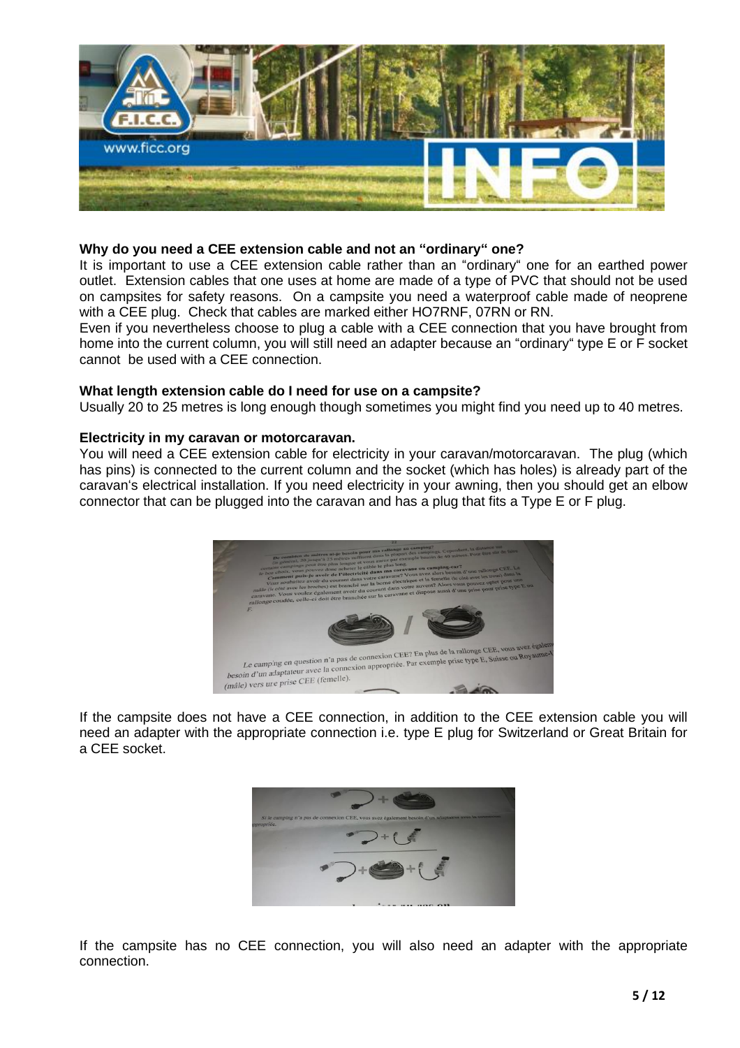### Why do you need a CEE extension cable and not an "ordinary" one?

It is important to use a CEE extension cable rather than an "ordinary" one for an earthed power outlet. Extension cables that one uses at home are made of a type of PVC that should not be used on campsites for safety reasons. On a campsite you need a waterproof cable made of neoprene with a CEE plug. Check that cables are marked either HO7RNF, 07RN or RN.

Even if you nevertheless choose to plug a cable with a CEE connection that you have brought from home into the current column, you will still need an adapter because an "ordinary" type E or F socket cannot be used with a CEE connection.

### What length extension cable do I need for use on a campsite?

Usually 20 to 25 metres is long enough though sometimes you might find you need up to 40 metres.

### Electricity in my caravan or motorcaravan.

You will need a CEE extension cable for electricity in your caravan/motorcaravan. The plug (which has pins) is connected to the current column and the socket (which has holes) is already part of the caravan's electrical installation. If you need electricity in your awning, then you should get an elbow connector that can be plugged into the caravan and has a plug that fits a Type E or F plug.

If the campsite does not have a CEE connection, in addition to the CEE extension cable you will need an adapter with the appropriate connection i.e. type E plug for Switzerland or Great Britain for a CEE socket.

If the campsite has no CEE connection, you will also need an adapter with the appropriate connection.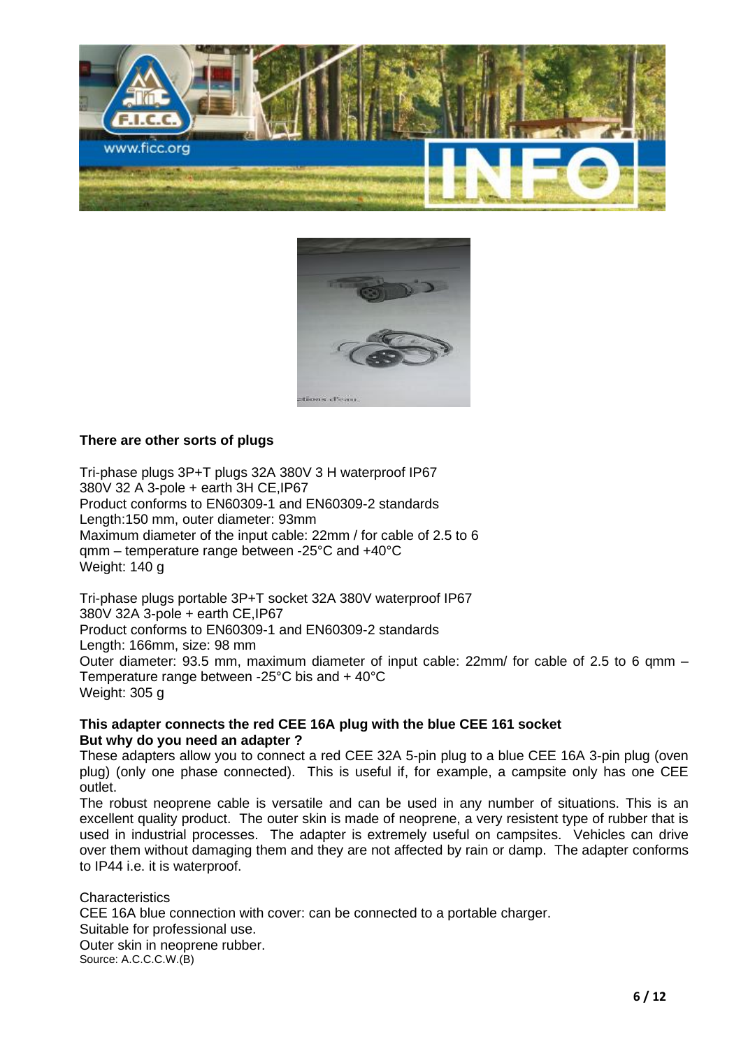**There are other sorts of plugs**

Tri-phase plugs 3P+T plugs 32A 380V 3 H waterproof IP67
380V 32 A 3-pole + earth 3H CE,IP67
Product conforms to EN60309-1 and EN60309-2 standards
Length:150 mm, outer diameter: 93mm
Maximum diameter of the input cable: 22mm / for cable of 2.5 to 6 qmm – temperature range between -25°C and +40°C
Weight: 140 g

Tri-phase plugs portable 3P+T socket 32A 380V waterproof IP67
380V 32A 3-pole + earth CE,IP67
Product conforms to EN60309-1 and EN60309-2 standards
Length: 166mm, size: 98 mm
Outer diameter: 93.5 mm, maximum diameter of input cable: 22mm/ for cable of 2.5 to 6 qmm – Temperature range between -25°C bis and + 40°C
Weight: 305 g

**This adapter connects the red CEE 16A plug with the blue CEE 161 socket**
**But why do you need an adapter ?**

These adapters allow you to connect a red CEE 32A 5-pin plug to a blue CEE 16A 3-pin plug (oven plug) (only one phase connected). This is useful if, for example, a campsite only has one CEE outlet.

The robust neoprene cable is versatile and can be used in any number of situations. This is an excellent quality product. The outer skin is made of neoprene, a very resistent type of rubber that is used in industrial processes. The adapter is extremely useful on campsites. Vehicles can drive over them without damaging them and they are not affected by rain or damp. The adapter conforms to IP44 i.e. it is waterproof.

Characteristics
CEE 16A blue connection with cover: can be connected to a portable charger.
Suitable for professional use.
Outer skin in neoprene rubber.
Source: A.C.C.C.W.(B)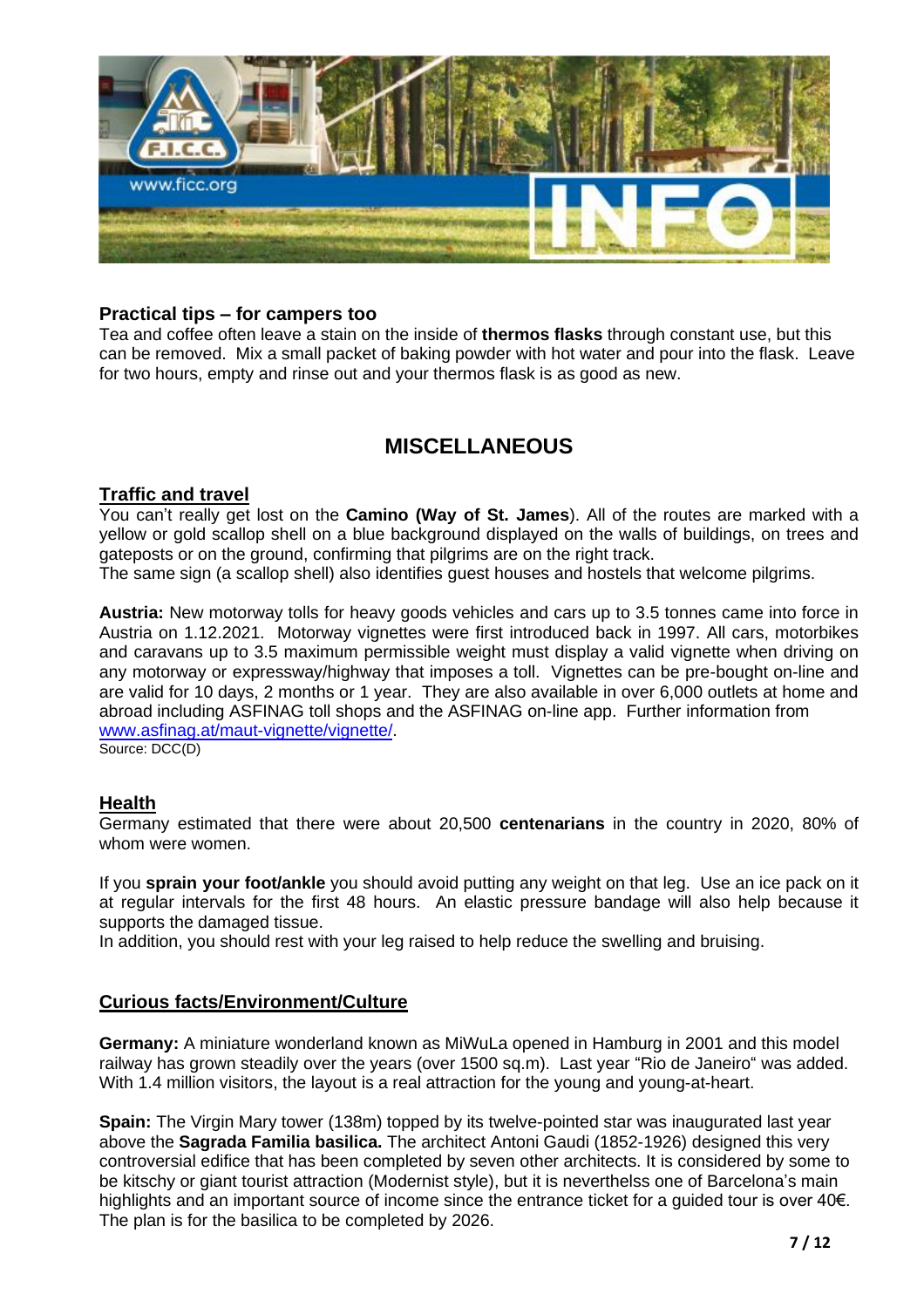### Practical tips – for campers too

Tea and coffee often leave a stain on the inside of **thermos flasks** through constant use, but this can be removed. Mix a small packet of baking powder with hot water and pour into the flask. Leave for two hours, empty and rinse out and your thermos flask is as good as new.

## MISCELLANEOUS

### Traffic and travel

You can't really get lost on the **Camino (Way of St. James**). All of the routes are marked with a yellow or gold scallop shell on a blue background displayed on the walls of buildings, on trees and gateposts or on the ground, confirming that pilgrims are on the right track.
The same sign (a scallop shell) also identifies guest houses and hostels that welcome pilgrims.

**Austria:** New motorway tolls for heavy goods vehicles and cars up to 3.5 tonnes came into force in Austria on 1.12.2021. Motorway vignettes were first introduced back in 1997. All cars, motorbikes and caravans up to 3.5 maximum permissible weight must display a valid vignette when driving on any motorway or expressway/highway that imposes a toll. Vignettes can be pre-bought on-line and are valid for 10 days, 2 months or 1 year. They are also available in over 6,000 outlets at home and abroad including ASFINAG toll shops and the ASFINAG on-line app. Further information from www.asfinag.at/maut-vignette/vignette/.

Source: DCC(D)

### Health

Germany estimated that there were about 20,500 **centenarians** in the country in 2020, 80% of whom were women.

If you **sprain your foot/ankle** you should avoid putting any weight on that leg. Use an ice pack on it at regular intervals for the first 48 hours. An elastic pressure bandage will also help because it supports the damaged tissue.
In addition, you should rest with your leg raised to help reduce the swelling and bruising.

### Curious facts/Environment/Culture

**Germany:** A miniature wonderland known as MiWuLa opened in Hamburg in 2001 and this model railway has grown steadily over the years (over 1500 sq.m). Last year "Rio de Janeiro" was added. With 1.4 million visitors, the layout is a real attraction for the young and young-at-heart.

**Spain:** The Virgin Mary tower (138m) topped by its twelve-pointed star was inaugurated last year above the **Sagrada Familia basilica.** The architect Antoni Gaudi (1852-1926) designed this very controversial edifice that has been completed by seven other architects. It is considered by some to be kitschy or giant tourist attraction (Modernist style), but it is neverthelss one of Barcelona's main highlights and an important source of income since the entrance ticket for a guided tour is over 40€. The plan is for the basilica to be completed by 2026.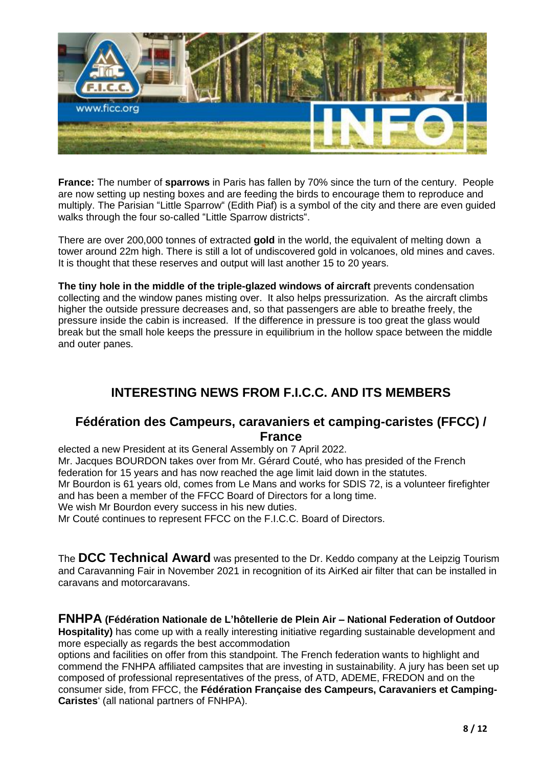**France:** The number of **sparrows** in Paris has fallen by 70% since the turn of the century. People are now setting up nesting boxes and are feeding the birds to encourage them to reproduce and multiply. The Parisian "Little Sparrow" (Edith Piaf) is a symbol of the city and there are even guided walks through the four so-called "Little Sparrow districts".

There are over 200,000 tonnes of extracted **gold** in the world, the equivalent of melting down a tower around 22m high. There is still a lot of undiscovered gold in volcanoes, old mines and caves. It is thought that these reserves and output will last another 15 to 20 years.

**The tiny hole in the middle of the triple-glazed windows of aircraft** prevents condensation collecting and the window panes misting over. It also helps pressurization. As the aircraft climbs higher the outside pressure decreases and, so that passengers are able to breathe freely, the pressure inside the cabin is increased. If the difference in pressure is too great the glass would break but the small hole keeps the pressure in equilibrium in the hollow space between the middle and outer panes.

## INTERESTING NEWS FROM F.I.C.C. AND ITS MEMBERS

### Fédération des Campeurs, caravaniers et camping-caristes (FFCC) / France

elected a new President at its General Assembly on 7 April 2022.
Mr. Jacques BOURDON takes over from Mr. Gérard Couté, who has presided of the French federation for 15 years and has now reached the age limit laid down in the statutes.
Mr Bourdon is 61 years old, comes from Le Mans and works for SDIS 72, is a volunteer firefighter and has been a member of the FFCC Board of Directors for a long time.
We wish Mr Bourdon every success in his new duties.
Mr Couté continues to represent FFCC on the F.I.C.C. Board of Directors.

The **DCC Technical Award** was presented to the Dr. Keddo company at the Leipzig Tourism and Caravanning Fair in November 2021 in recognition of its AirKed air filter that can be installed in caravans and motorcaravans.

**FNHPA (Fédération Nationale de L'hôtellerie de Plein Air – National Federation of Outdoor Hospitality)** has come up with a really interesting initiative regarding sustainable development and more especially as regards the best accommodation options and facilities on offer from this standpoint. The French federation wants to highlight and commend the FNHPA affiliated campsites that are investing in sustainability. A jury has been set up composed of professional representatives of the press, of ATD, ADEME, FREDON and on the consumer side, from FFCC, the **Fédération Française des Campeurs, Caravaniers et Camping-Caristes**' (all national partners of FNHPA).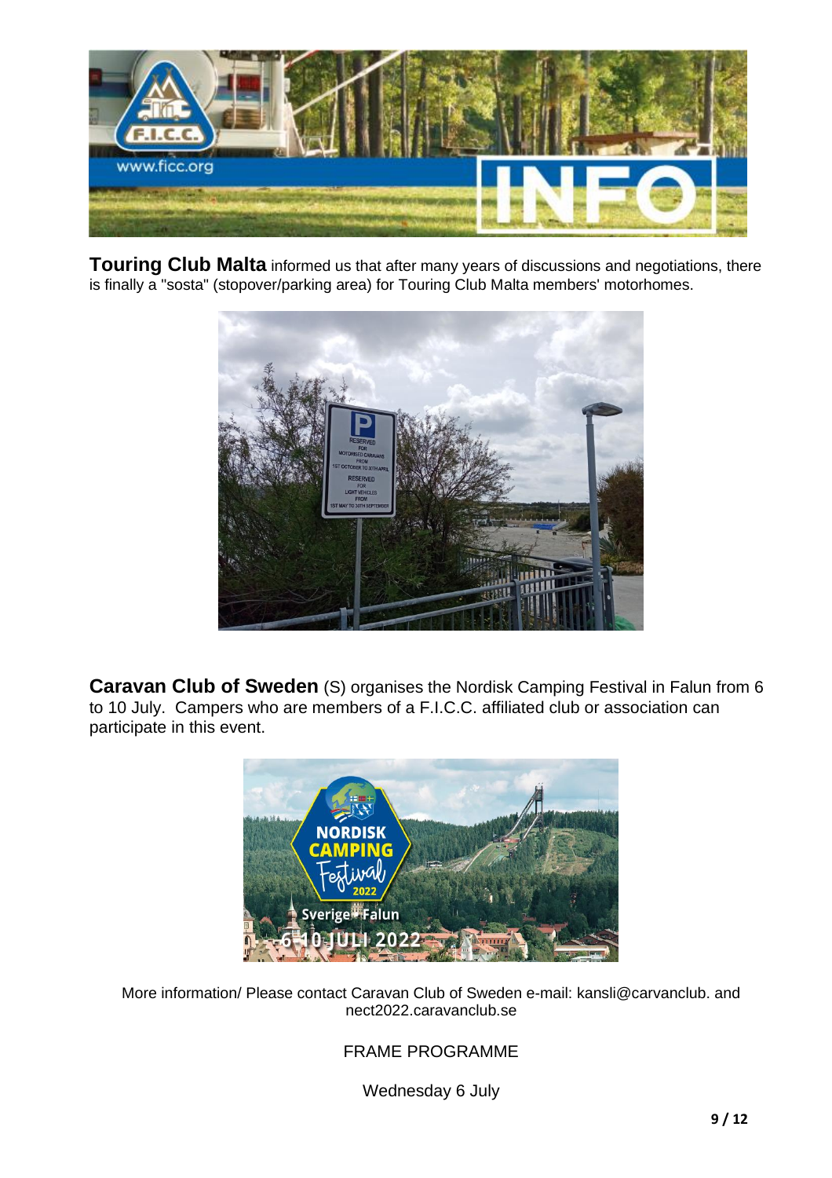**Touring Club Malta** informed us that after many years of discussions and negotiations, there is finally a "sosta" (stopover/parking area) for Touring Club Malta members' motorhomes.

**Caravan Club of Sweden** (S) organises the Nordisk Camping Festival in Falun from 6 to 10 July. Campers who are members of a F.I.C.C. affiliated club or association can participate in this event.

More information/ Please contact Caravan Club of Sweden e-mail: kansli@carvanclub. and nect2022.caravanclub.se

FRAME PROGRAMME

Wednesday 6 July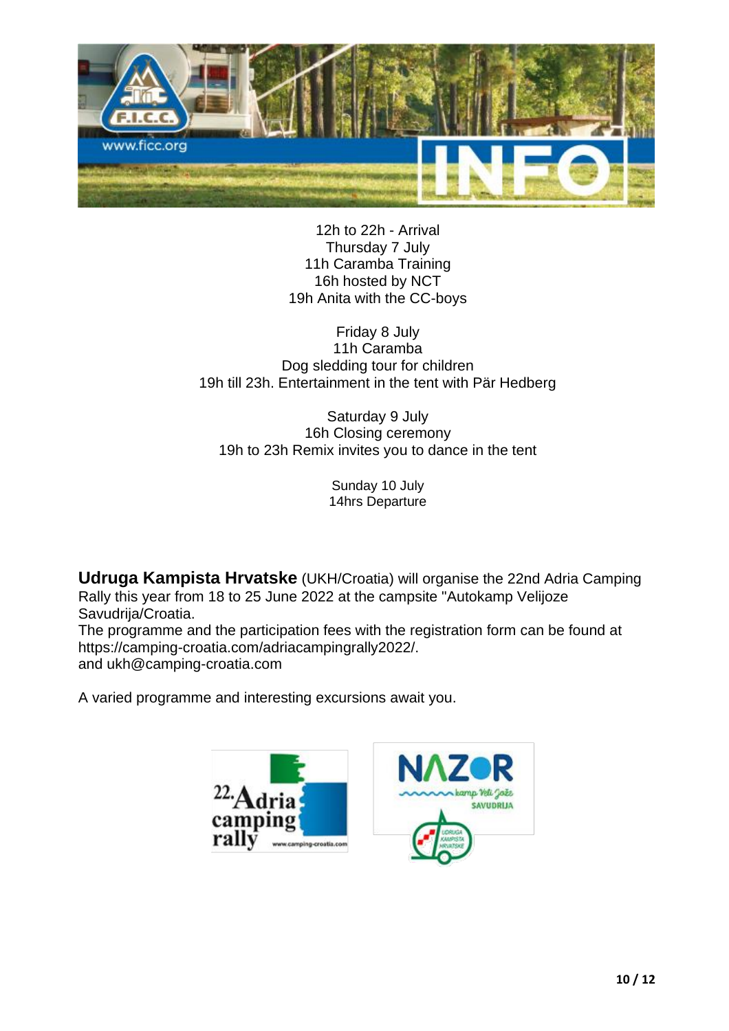12h to 22h - Arrival
Thursday 7 July
11h Caramba Training
16h hosted by NCT
19h Anita with the CC-boys

Friday 8 July
11h Caramba
Dog sledding tour for children
19h till 23h. Entertainment in the tent with Pär Hedberg

Saturday 9 July
16h Closing ceremony
19h to 23h Remix invites you to dance in the tent

Sunday 10 July
14hrs Departure

**Udruga Kampista Hrvatske** (UKH/Croatia) will organise the 22nd Adria Camping Rally this year from 18 to 25 June 2022 at the campsite "Autokamp Velijoze Savudrija/Croatia.
The programme and the participation fees with the registration form can be found at https://camping-croatia.com/adriacampingrally2022/.
and ukh@camping-croatia.com

A varied programme and interesting excursions await you.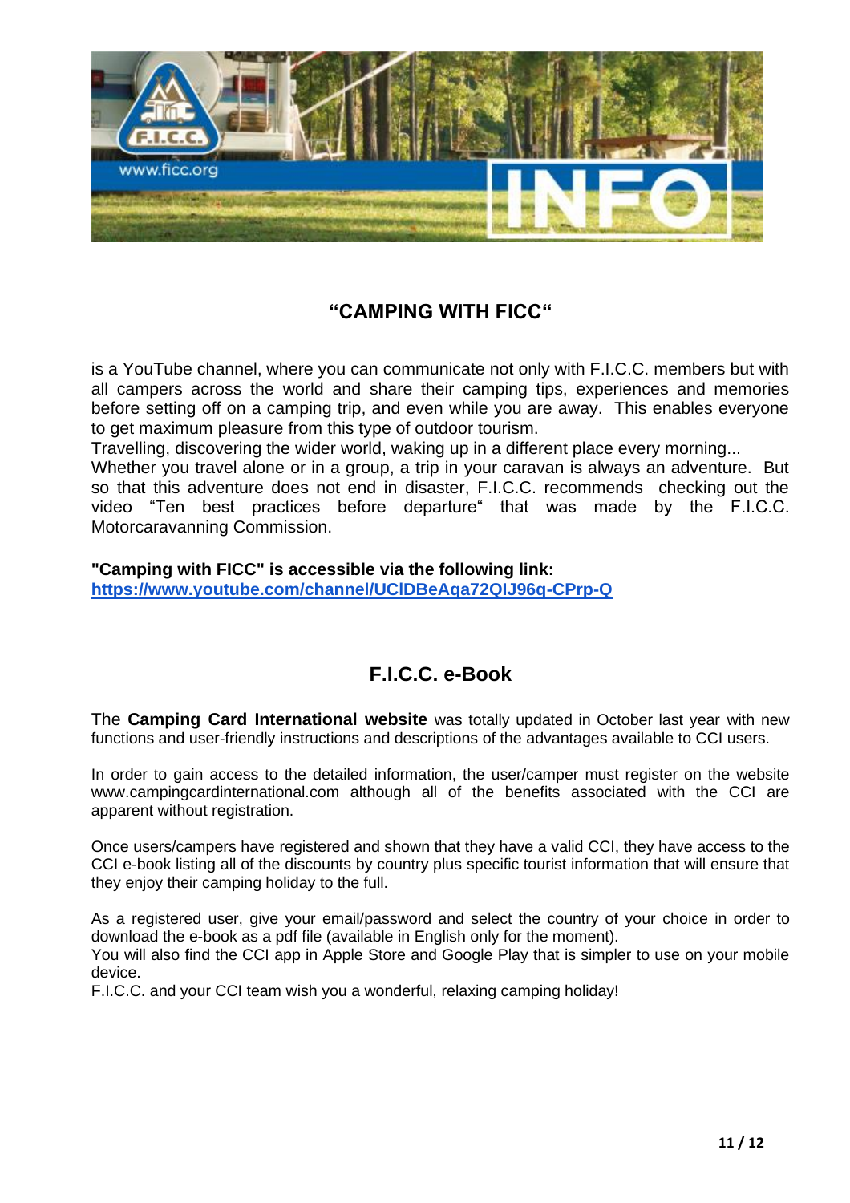## "CAMPING WITH FICC"

is a YouTube channel, where you can communicate not only with F.I.C.C. members but with all campers across the world and share their camping tips, experiences and memories before setting off on a camping trip, and even while you are away. This enables everyone to get maximum pleasure from this type of outdoor tourism.
Travelling, discovering the wider world, waking up in a different place every morning...
Whether you travel alone or in a group, a trip in your caravan is always an adventure. But so that this adventure does not end in disaster, F.I.C.C. recommends checking out the video "Ten best practices before departure" that was made by the F.I.C.C. Motorcaravanning Commission.

**"Camping with FICC" is accessible via the following link:**
**https://www.youtube.com/channel/UCIDBeAqa72QIJ96q-CPrp-Q**

## F.I.C.C. e-Book

The **Camping Card International website** was totally updated in October last year with new functions and user-friendly instructions and descriptions of the advantages available to CCI users.

In order to gain access to the detailed information, the user/camper must register on the website www.campingcardinternational.com although all of the benefits associated with the CCI are apparent without registration.

Once users/campers have registered and shown that they have a valid CCI, they have access to the CCI e-book listing all of the discounts by country plus specific tourist information that will ensure that they enjoy their camping holiday to the full.

As a registered user, give your email/password and select the country of your choice in order to download the e-book as a pdf file (available in English only for the moment).
You will also find the CCI app in Apple Store and Google Play that is simpler to use on your mobile device.
F.I.C.C. and your CCI team wish you a wonderful, relaxing camping holiday!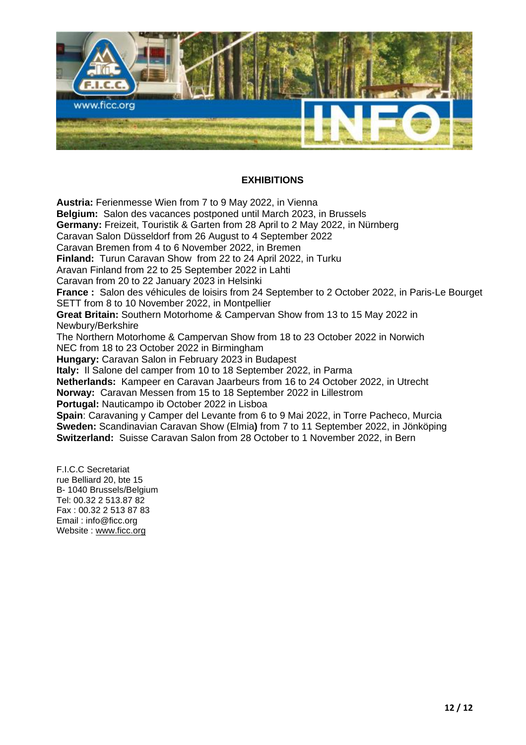## EXHIBITIONS

**Austria:** Ferienmesse Wien from 7 to 9 May 2022, in Vienna
**Belgium:** Salon des vacances postponed until March 2023, in Brussels
**Germany:** Freizeit, Touristik & Garten from 28 April to 2 May 2022, in Nürnberg
Caravan Salon Düsseldorf from 26 August to 4 September 2022
Caravan Bremen from 4 to 6 November 2022, in Bremen
**Finland:** Turun Caravan Show from 22 to 24 April 2022, in Turku
Aravan Finland from 22 to 25 September 2022 in Lahti
Caravan from 20 to 22 January 2023 in Helsinki
**France :** Salon des véhicules de loisirs from 24 September to 2 October 2022, in Paris-Le Bourget
SETT from 8 to 10 November 2022, in Montpellier
**Great Britain:** Southern Motorhome & Campervan Show from 13 to 15 May 2022 in Newbury/Berkshire
The Northern Motorhome & Campervan Show from 18 to 23 October 2022 in Norwich
NEC from 18 to 23 October 2022 in Birmingham
**Hungary:** Caravan Salon in February 2023 in Budapest
**Italy:** Il Salone del camper from 10 to 18 September 2022, in Parma
**Netherlands:** Kampeer en Caravan Jaarbeurs from 16 to 24 October 2022, in Utrecht
**Norway:** Caravan Messen from 15 to 18 September 2022 in Lillestrom
**Portugal:** Nauticampo ib October 2022 in Lisboa
**Spain**: Caravaning y Camper del Levante from 6 to 9 Mai 2022, in Torre Pacheco, Murcia
**Sweden:** Scandinavian Caravan Show (Elmia**)** from 7 to 11 September 2022, in Jönköping
**Switzerland:** Suisse Caravan Salon from 28 October to 1 November 2022, in Bern

F.I.C.C Secretariat
rue Belliard 20, bte 15
B- 1040 Brussels/Belgium
Tel: 00.32 2 513.87 82
Fax : 00.32 2 513 87 83
Email : info@ficc.org
Website : www.ficc.org